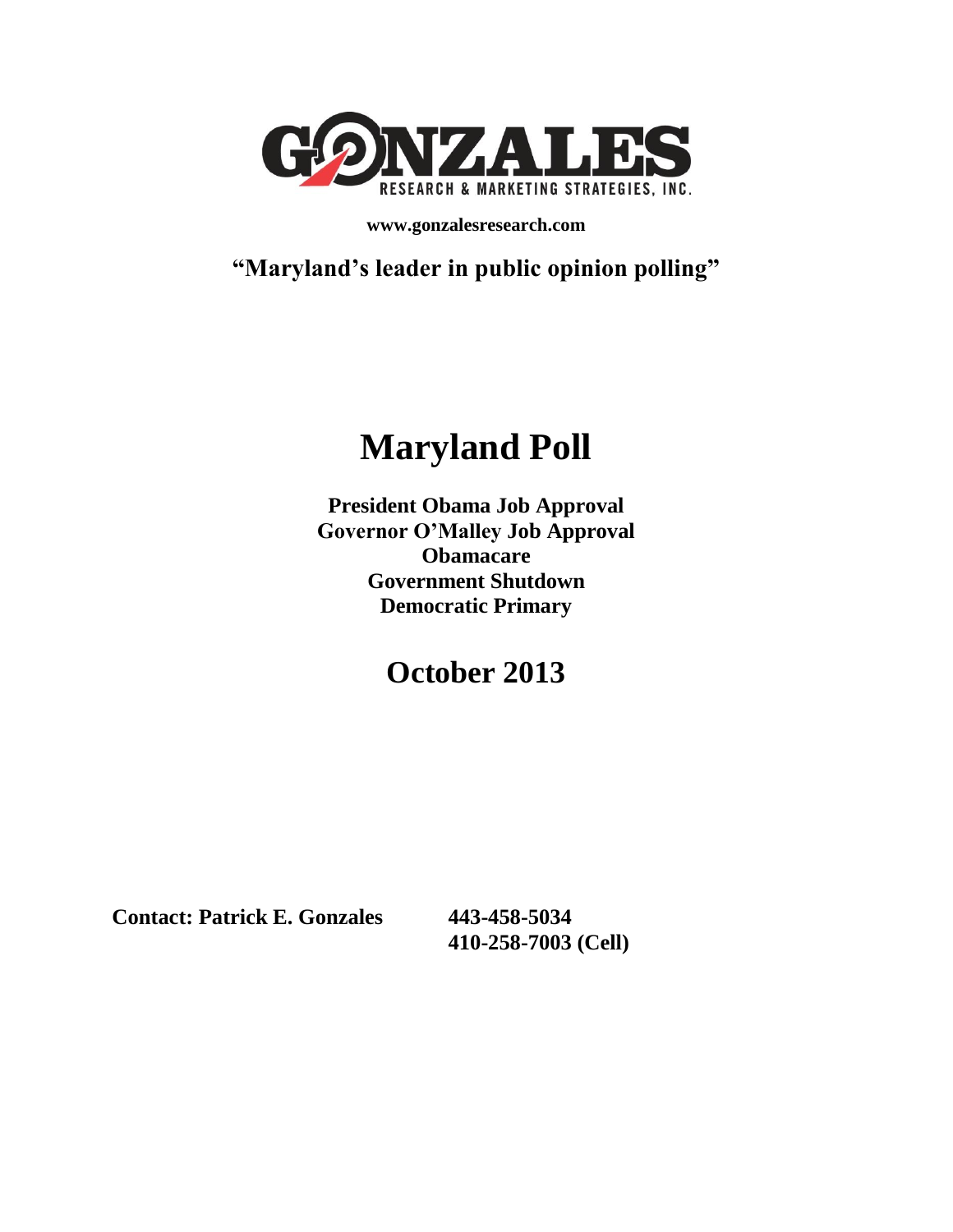**GONZALES**

**RESEARCH & MARKETING STRATEGIES, INC.**

**www.gonzalesresearch.com**

**"Maryland's leader in public opinion polling"**

# Maryland Poll

**President Obama Job Approval**
**Governor O'Malley Job Approval**
**Obamacare**
**Government Shutdown**
**Democratic Primary**

## October 2013

**Contact: Patrick E. Gonzales** **443-458-5034**
**410-258-7003 (Cell)**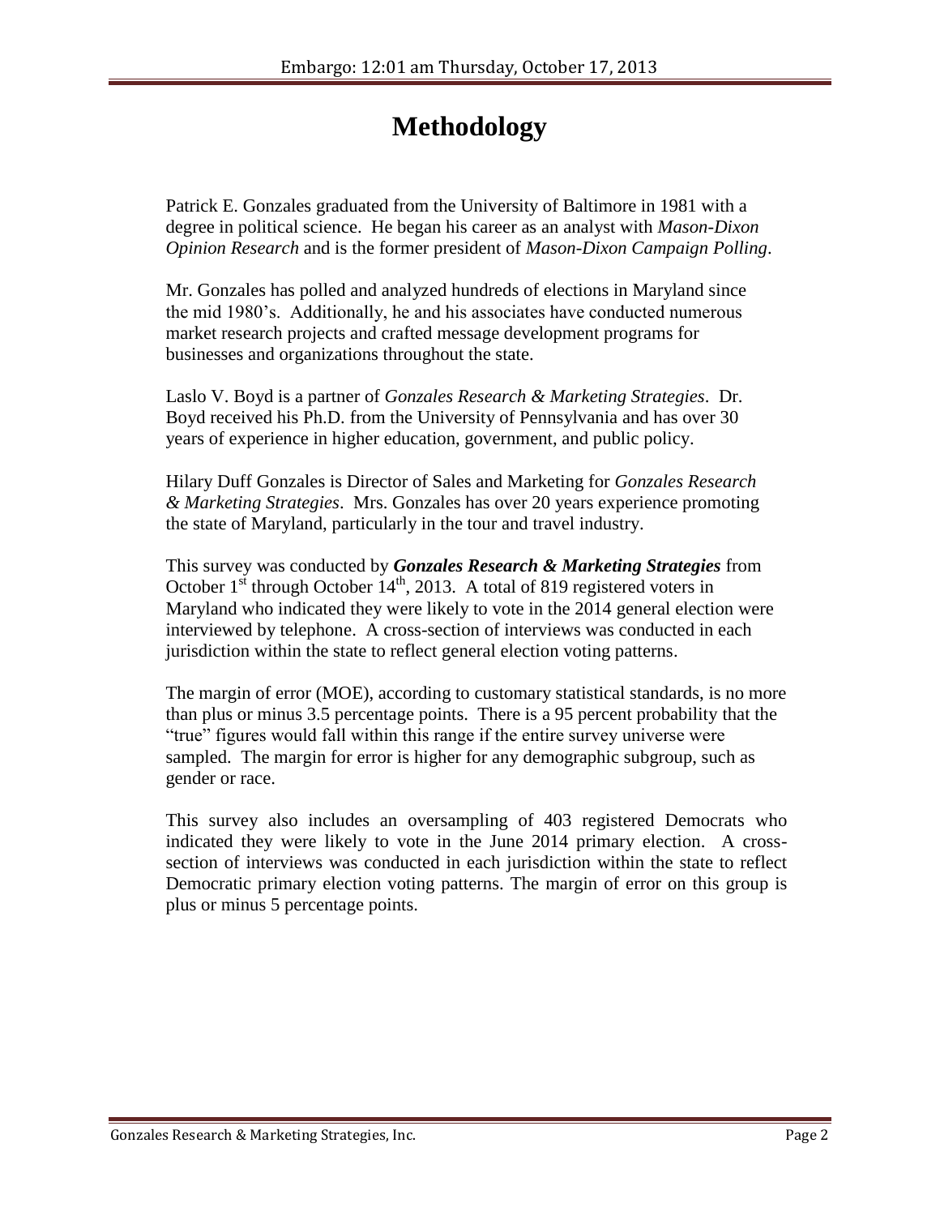# Methodology

Patrick E. Gonzales graduated from the University of Baltimore in 1981 with a degree in political science. He began his career as an analyst with *Mason-Dixon Opinion Research* and is the former president of *Mason-Dixon Campaign Polling*.

Mr. Gonzales has polled and analyzed hundreds of elections in Maryland since the mid 1980's. Additionally, he and his associates have conducted numerous market research projects and crafted message development programs for businesses and organizations throughout the state.

Laslo V. Boyd is a partner of *Gonzales Research & Marketing Strategies*. Dr. Boyd received his Ph.D. from the University of Pennsylvania and has over 30 years of experience in higher education, government, and public policy.

Hilary Duff Gonzales is Director of Sales and Marketing for *Gonzales Research & Marketing Strategies*. Mrs. Gonzales has over 20 years experience promoting the state of Maryland, particularly in the tour and travel industry.

This survey was conducted by ***Gonzales Research & Marketing Strategies*** from October 1st through October 14th, 2013. A total of 819 registered voters in Maryland who indicated they were likely to vote in the 2014 general election were interviewed by telephone. A cross-section of interviews was conducted in each jurisdiction within the state to reflect general election voting patterns.

The margin of error (MOE), according to customary statistical standards, is no more than plus or minus 3.5 percentage points. There is a 95 percent probability that the "true" figures would fall within this range if the entire survey universe were sampled. The margin for error is higher for any demographic subgroup, such as gender or race.

This survey also includes an oversampling of 403 registered Democrats who indicated they were likely to vote in the June 2014 primary election. A cross-section of interviews was conducted in each jurisdiction within the state to reflect Democratic primary election voting patterns. The margin of error on this group is plus or minus 5 percentage points.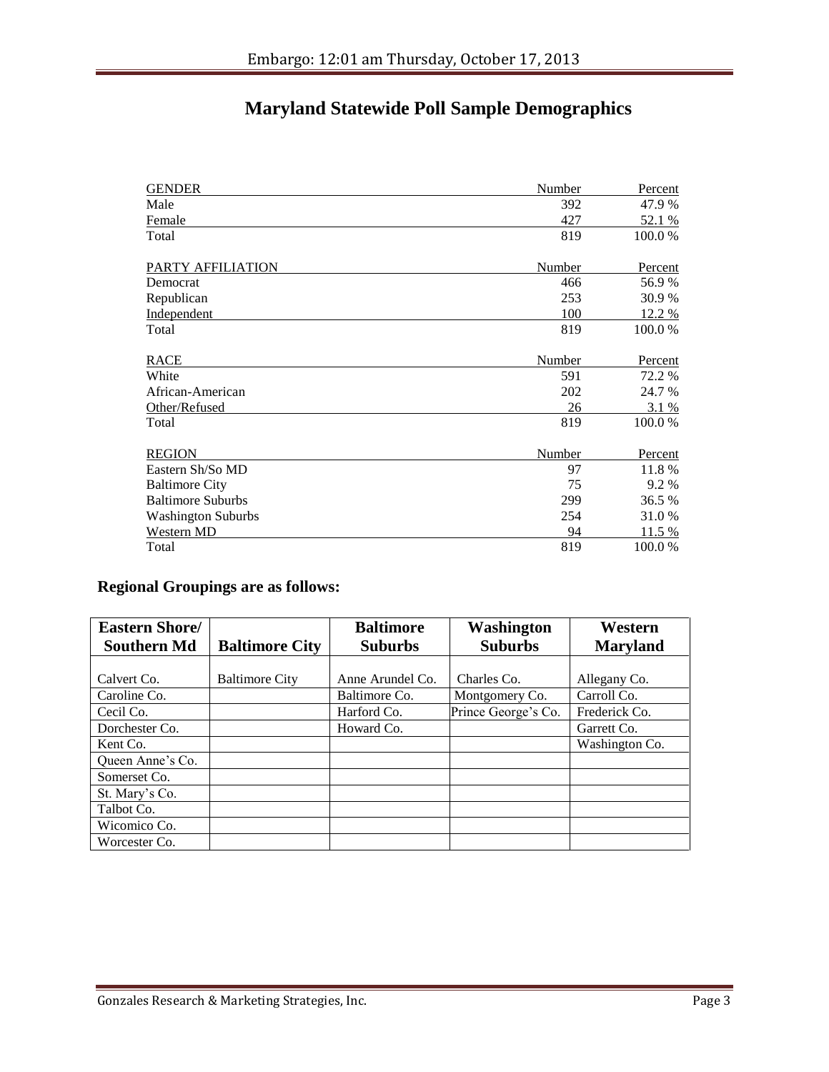# Maryland Statewide Poll Sample Demographics

| GENDER | Number | Percent |
|---|---|---|
| Male | 392 | 47.9 % |
| Female | 427 | 52.1 % |
| Total | 819 | 100.0 % |

| PARTY AFFILIATION | Number | Percent |
|---|---|---|
| Democrat | 466 | 56.9 % |
| Republican | 253 | 30.9 % |
| Independent | 100 | 12.2 % |
| Total | 819 | 100.0 % |

| RACE | Number | Percent |
|---|---|---|
| White | 591 | 72.2 % |
| African-American | 202 | 24.7 % |
| Other/Refused | 26 | 3.1 % |
| Total | 819 | 100.0 % |

| REGION | Number | Percent |
|---|---|---|
| Eastern Sh/So MD | 97 | 11.8 % |
| Baltimore City | 75 | 9.2 % |
| Baltimore Suburbs | 299 | 36.5 % |
| Washington Suburbs | 254 | 31.0 % |
| Western MD | 94 | 11.5 % |
| Total | 819 | 100.0 % |

## Regional Groupings are as follows:

| Eastern Shore/ Southern Md | Baltimore City | Baltimore Suburbs | Washington Suburbs | Western Maryland |
|---|---|---|---|---|
| Calvert Co. | Baltimore City | Anne Arundel Co. | Charles Co. | Allegany Co. |
| Caroline Co. | | Baltimore Co. | Montgomery Co. | Carroll Co. |
| Cecil Co. | | Harford Co. | Prince George's Co. | Frederick Co. |
| Dorchester Co. | | Howard Co. | | Garrett Co. |
| Kent Co. | | | | Washington Co. |
| Queen Anne's Co. | | | | |
| Somerset Co. | | | | |
| St. Mary's Co. | | | | |
| Talbot Co. | | | | |
| Wicomico Co. | | | | |
| Worcester Co. | | | | |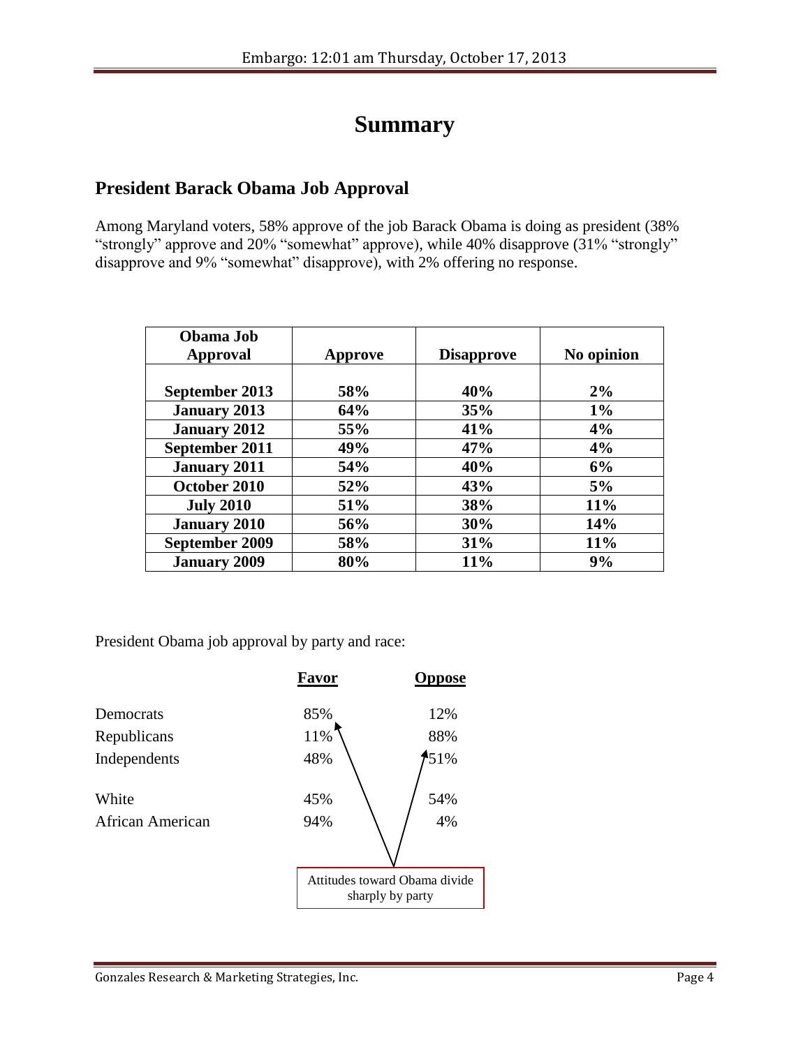# Summary

## President Barack Obama Job Approval

Among Maryland voters, 58% approve of the job Barack Obama is doing as president (38% "strongly" approve and 20% "somewhat" approve), while 40% disapprove (31% "strongly" disapprove and 9% "somewhat" disapprove), with 2% offering no response.

| Obama Job Approval | Approve | Disapprove | No opinion |
|---|---|---|---|
| September 2013 | 58% | 40% | 2% |
| January 2013 | 64% | 35% | 1% |
| January 2012 | 55% | 41% | 4% |
| September 2011 | 49% | 47% | 4% |
| January 2011 | 54% | 40% | 6% |
| October 2010 | 52% | 43% | 5% |
| July 2010 | 51% | 38% | 11% |
| January 2010 | 56% | 30% | 14% |
| September 2009 | 58% | 31% | 11% |
| January 2009 | 80% | 11% | 9% |

President Obama job approval by party and race:

| | Favor | Oppose |
|---|---|---|
| Democrats | 85% | 12% |
| Republicans | 11% | 88% |
| Independents | 48% | 51% |
| White | 45% | 54% |
| African American | 94% | 4% |

Attitudes toward Obama divide sharply by party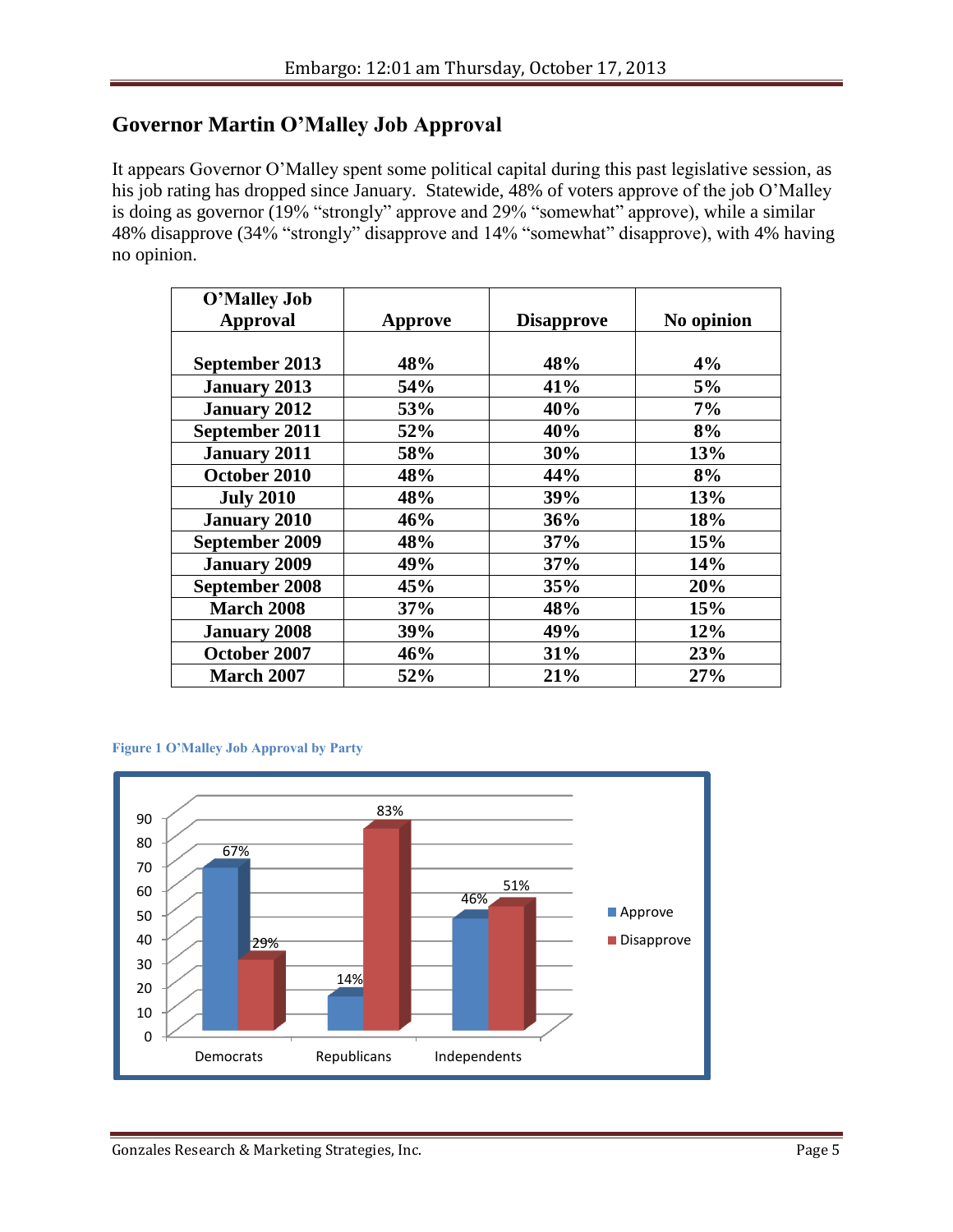## Governor Martin O'Malley Job Approval

It appears Governor O'Malley spent some political capital during this past legislative session, as his job rating has dropped since January. Statewide, 48% of voters approve of the job O'Malley is doing as governor (19% "strongly" approve and 29% "somewhat" approve), while a similar 48% disapprove (34% "strongly" disapprove and 14% "somewhat" disapprove), with 4% having no opinion.

| O'Malley Job Approval | Approve | Disapprove | No opinion |
|---|---|---|---|
| September 2013 | 48% | 48% | 4% |
| January 2013 | 54% | 41% | 5% |
| January 2012 | 53% | 40% | 7% |
| September 2011 | 52% | 40% | 8% |
| January 2011 | 58% | 30% | 13% |
| October 2010 | 48% | 44% | 8% |
| July 2010 | 48% | 39% | 13% |
| January 2010 | 46% | 36% | 18% |
| September 2009 | 48% | 37% | 15% |
| January 2009 | 49% | 37% | 14% |
| September 2008 | 45% | 35% | 20% |
| March 2008 | 37% | 48% | 15% |
| January 2008 | 39% | 49% | 12% |
| October 2007 | 46% | 31% | 23% |
| March 2007 | 52% | 21% | 27% |

**Figure 1 O'Malley Job Approval by Party**

| | Approve | Disapprove |
|---|---|---|
| Democrats | 67% | 29% |
| Republicans | 14% | 83% |
| Independents | 46% | 51% |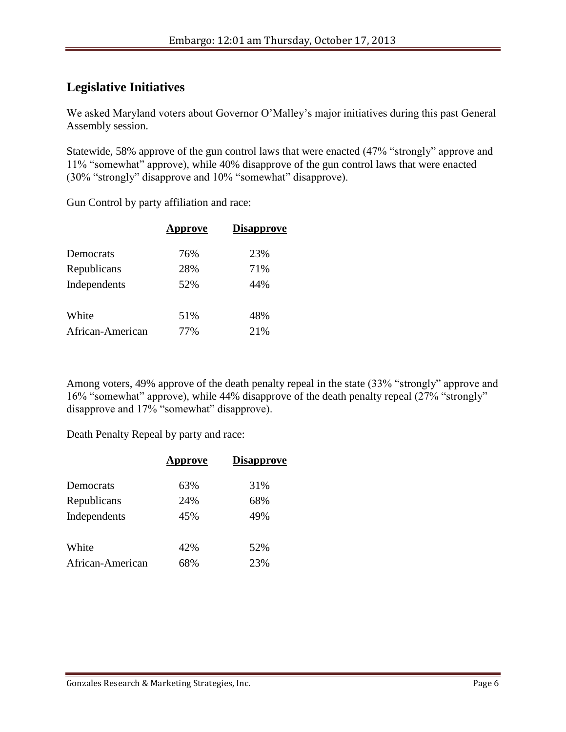## Legislative Initiatives

We asked Maryland voters about Governor O'Malley's major initiatives during this past General Assembly session.

Statewide, 58% approve of the gun control laws that were enacted (47% "strongly" approve and 11% "somewhat" approve), while 40% disapprove of the gun control laws that were enacted (30% "strongly" disapprove and 10% "somewhat" disapprove).

Gun Control by party affiliation and race:

| | Approve | Disapprove |
|---|---|---|
| Democrats | 76% | 23% |
| Republicans | 28% | 71% |
| Independents | 52% | 44% |
| White | 51% | 48% |
| African-American | 77% | 21% |

Among voters, 49% approve of the death penalty repeal in the state (33% "strongly" approve and 16% "somewhat" approve), while 44% disapprove of the death penalty repeal (27% "strongly" disapprove and 17% "somewhat" disapprove).

Death Penalty Repeal by party and race:

| | Approve | Disapprove |
|---|---|---|
| Democrats | 63% | 31% |
| Republicans | 24% | 68% |
| Independents | 45% | 49% |
| White | 42% | 52% |
| African-American | 68% | 23% |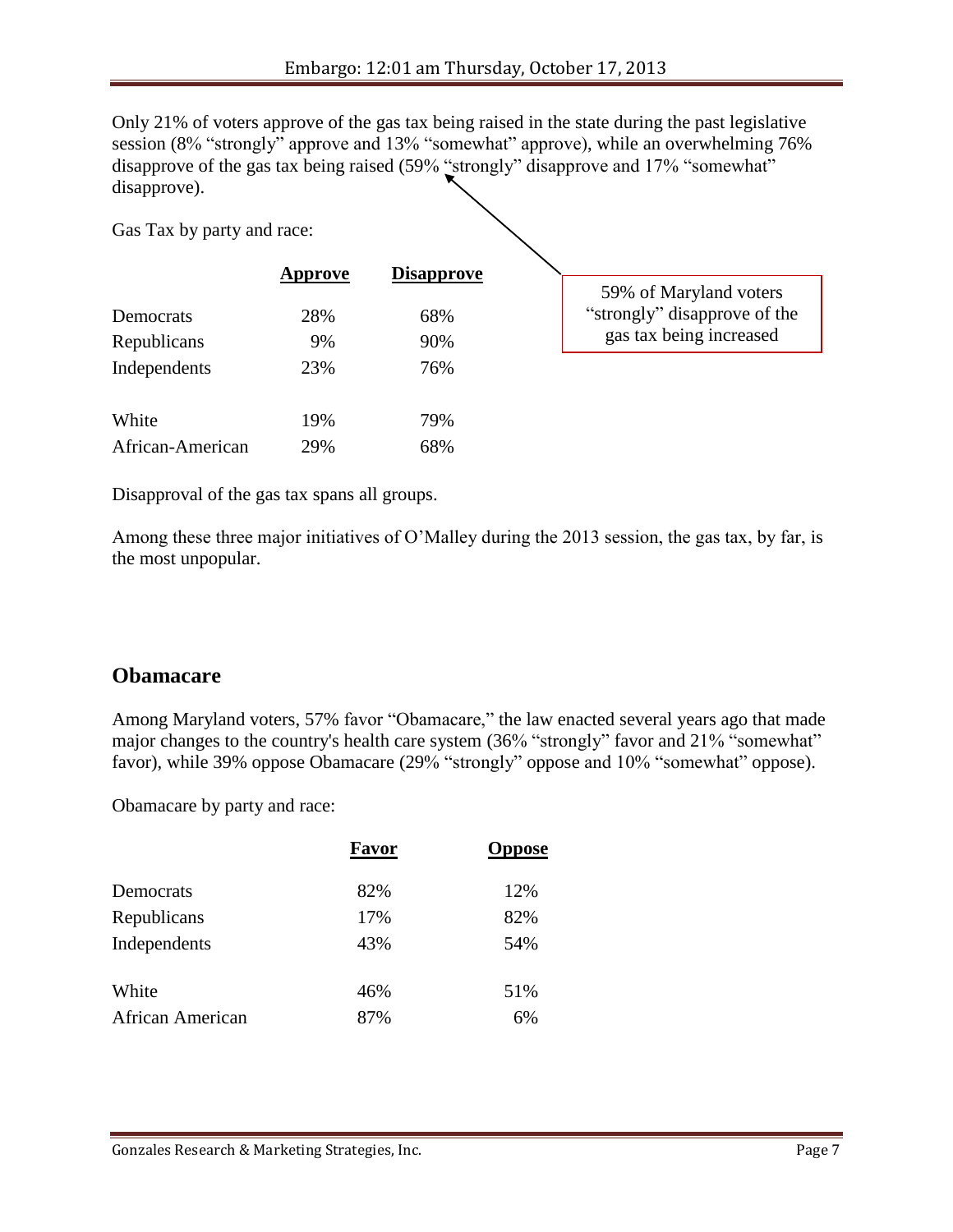Only 21% of voters approve of the gas tax being raised in the state during the past legislative session (8% "strongly" approve and 13% "somewhat" approve), while an overwhelming 76% disapprove of the gas tax being raised (59% "strongly" disapprove and 17% "somewhat" disapprove).

Gas Tax by party and race:

| | Approve | Disapprove |
|---|---|---|
| Democrats | 28% | 68% |
| Republicans | 9% | 90% |
| Independents | 23% | 76% |
| White | 19% | 79% |
| African-American | 29% | 68% |

59% of Maryland voters "strongly" disapprove of the gas tax being increased

Disapproval of the gas tax spans all groups.

Among these three major initiatives of O'Malley during the 2013 session, the gas tax, by far, is the most unpopular.

## Obamacare

Among Maryland voters, 57% favor "Obamacare," the law enacted several years ago that made major changes to the country's health care system (36% "strongly" favor and 21% "somewhat" favor), while 39% oppose Obamacare (29% "strongly" oppose and 10% "somewhat" oppose).

Obamacare by party and race:

| | Favor | Oppose |
|---|---|---|
| Democrats | 82% | 12% |
| Republicans | 17% | 82% |
| Independents | 43% | 54% |
| White | 46% | 51% |
| African American | 87% | 6% |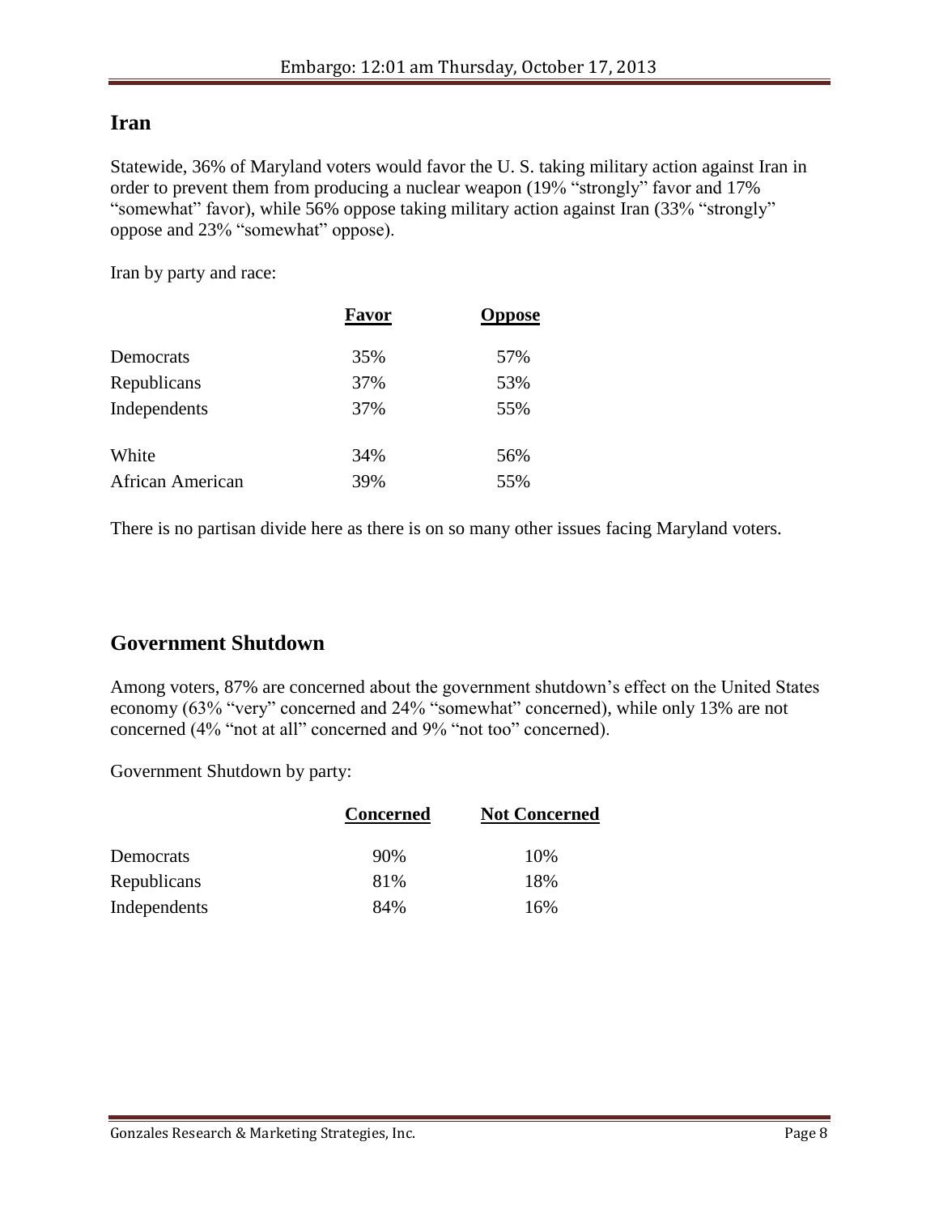## Iran

Statewide, 36% of Maryland voters would favor the U. S. taking military action against Iran in order to prevent them from producing a nuclear weapon (19% "strongly" favor and 17% "somewhat" favor), while 56% oppose taking military action against Iran (33% "strongly" oppose and 23% "somewhat" oppose).

Iran by party and race:

| | Favor | Oppose |
|---|---|---|
| Democrats | 35% | 57% |
| Republicans | 37% | 53% |
| Independents | 37% | 55% |
| White | 34% | 56% |
| African American | 39% | 55% |

There is no partisan divide here as there is on so many other issues facing Maryland voters.

## Government Shutdown

Among voters, 87% are concerned about the government shutdown's effect on the United States economy (63% "very" concerned and 24% "somewhat" concerned), while only 13% are not concerned (4% "not at all" concerned and 9% "not too" concerned).

Government Shutdown by party:

| | Concerned | Not Concerned |
|---|---|---|
| Democrats | 90% | 10% |
| Republicans | 81% | 18% |
| Independents | 84% | 16% |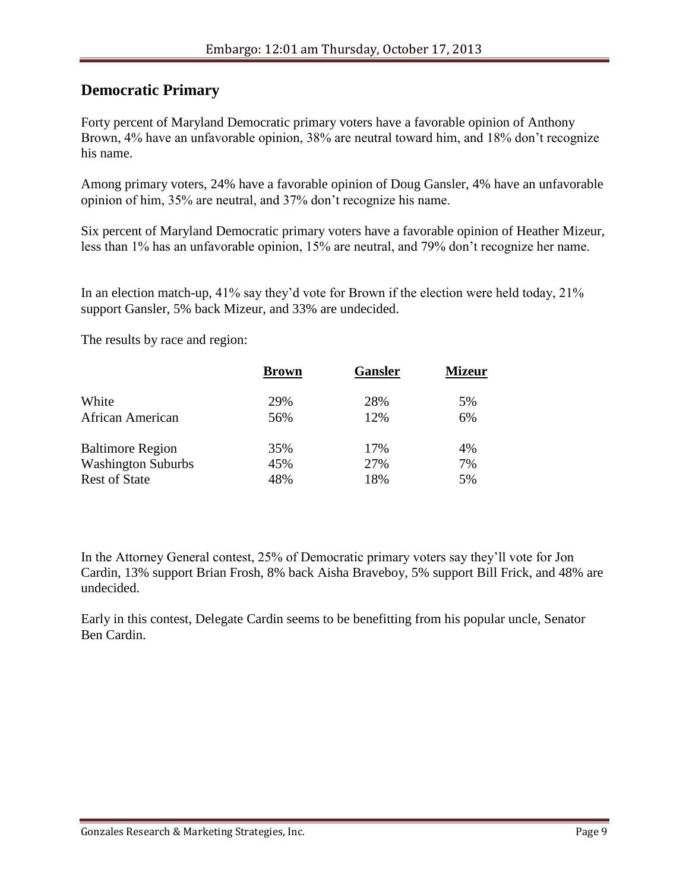## Democratic Primary

Forty percent of Maryland Democratic primary voters have a favorable opinion of Anthony Brown, 4% have an unfavorable opinion, 38% are neutral toward him, and 18% don't recognize his name.

Among primary voters, 24% have a favorable opinion of Doug Gansler, 4% have an unfavorable opinion of him, 35% are neutral, and 37% don't recognize his name.

Six percent of Maryland Democratic primary voters have a favorable opinion of Heather Mizeur, less than 1% has an unfavorable opinion, 15% are neutral, and 79% don't recognize her name.

In an election match-up, 41% say they'd vote for Brown if the election were held today, 21% support Gansler, 5% back Mizeur, and 33% are undecided.

The results by race and region:

| | Brown | Gansler | Mizeur |
|---|---|---|---|
| White | 29% | 28% | 5% |
| African American | 56% | 12% | 6% |
| Baltimore Region | 35% | 17% | 4% |
| Washington Suburbs | 45% | 27% | 7% |
| Rest of State | 48% | 18% | 5% |

In the Attorney General contest, 25% of Democratic primary voters say they'll vote for Jon Cardin, 13% support Brian Frosh, 8% back Aisha Braveboy, 5% support Bill Frick, and 48% are undecided.

Early in this contest, Delegate Cardin seems to be benefitting from his popular uncle, Senator Ben Cardin.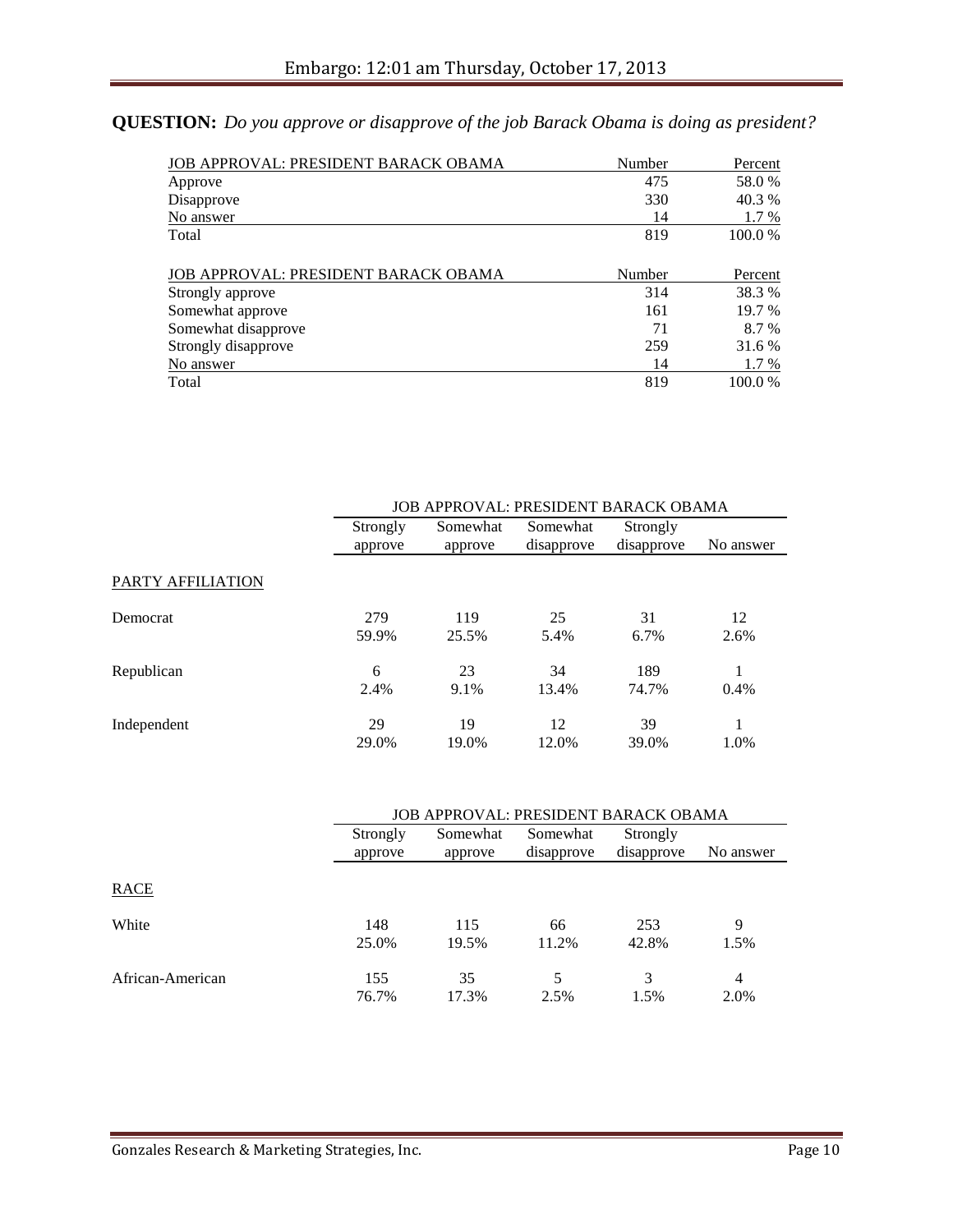**QUESTION:** *Do you approve or disapprove of the job Barack Obama is doing as president?*

| JOB APPROVAL: PRESIDENT BARACK OBAMA | Number | Percent |
|---|---|---|
| Approve | 475 | 58.0 % |
| Disapprove | 330 | 40.3 % |
| No answer | 14 | 1.7 % |
| Total | 819 | 100.0 % |

| JOB APPROVAL: PRESIDENT BARACK OBAMA | Number | Percent |
|---|---|---|
| Strongly approve | 314 | 38.3 % |
| Somewhat approve | 161 | 19.7 % |
| Somewhat disapprove | 71 | 8.7 % |
| Strongly disapprove | 259 | 31.6 % |
| No answer | 14 | 1.7 % |
| Total | 819 | 100.0 % |

| | JOB APPROVAL: PRESIDENT BARACK OBAMA | | | | |
|---|---|---|---|---|---|
| | Strongly approve | Somewhat approve | Somewhat disapprove | Strongly disapprove | No answer |
| PARTY AFFILIATION | | | | | |
| Democrat | 279<br>59.9% | 119<br>25.5% | 25<br>5.4% | 31<br>6.7% | 12<br>2.6% |
| Republican | 6<br>2.4% | 23<br>9.1% | 34<br>13.4% | 189<br>74.7% | 1<br>0.4% |
| Independent | 29<br>29.0% | 19<br>19.0% | 12<br>12.0% | 39<br>39.0% | 1<br>1.0% |

| | JOB APPROVAL: PRESIDENT BARACK OBAMA | | | | |
|---|---|---|---|---|---|
| | Strongly approve | Somewhat approve | Somewhat disapprove | Strongly disapprove | No answer |
| RACE | | | | | |
| White | 148<br>25.0% | 115<br>19.5% | 66<br>11.2% | 253<br>42.8% | 9<br>1.5% |
| African-American | 155<br>76.7% | 35<br>17.3% | 5<br>2.5% | 3<br>1.5% | 4<br>2.0% |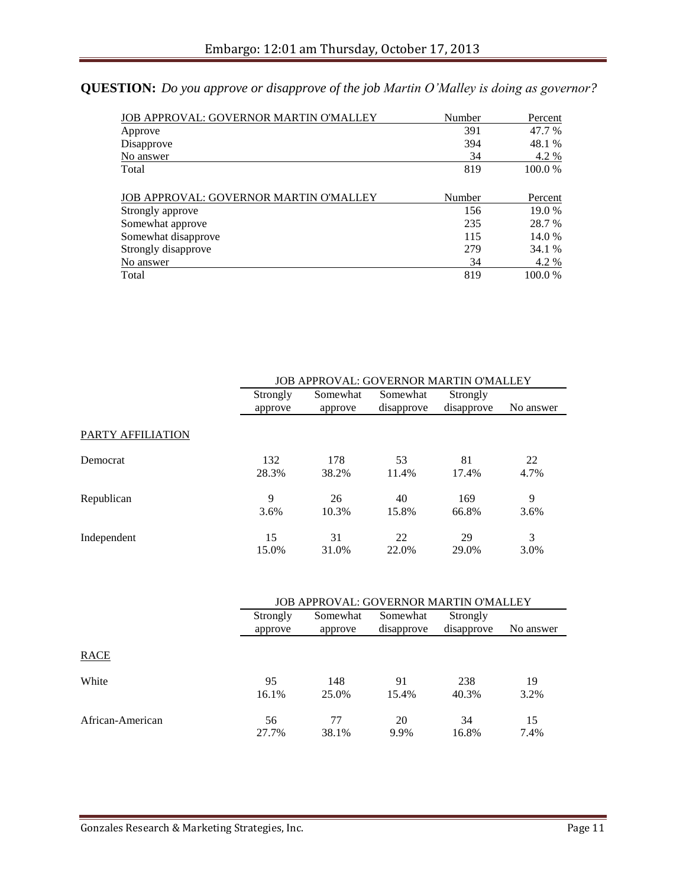**QUESTION:** *Do you approve or disapprove of the job Martin O'Malley is doing as governor?*

| JOB APPROVAL: GOVERNOR MARTIN O'MALLEY | Number | Percent |
|---|---|---|
| Approve | 391 | 47.7 % |
| Disapprove | 394 | 48.1 % |
| No answer | 34 | 4.2 % |
| Total | 819 | 100.0 % |

| JOB APPROVAL: GOVERNOR MARTIN O'MALLEY | Number | Percent |
|---|---|---|
| Strongly approve | 156 | 19.0 % |
| Somewhat approve | 235 | 28.7 % |
| Somewhat disapprove | 115 | 14.0 % |
| Strongly disapprove | 279 | 34.1 % |
| No answer | 34 | 4.2 % |
| Total | 819 | 100.0 % |

| | JOB APPROVAL: GOVERNOR MARTIN O'MALLEY | | | | |
|---|---|---|---|---|---|
| | Strongly approve | Somewhat approve | Somewhat disapprove | Strongly disapprove | No answer |
| PARTY AFFILIATION | | | | | |
| Democrat | 132<br>28.3% | 178<br>38.2% | 53<br>11.4% | 81<br>17.4% | 22<br>4.7% |
| Republican | 9<br>3.6% | 26<br>10.3% | 40<br>15.8% | 169<br>66.8% | 9<br>3.6% |
| Independent | 15<br>15.0% | 31<br>31.0% | 22<br>22.0% | 29<br>29.0% | 3<br>3.0% |

| | JOB APPROVAL: GOVERNOR MARTIN O'MALLEY | | | | |
|---|---|---|---|---|---|
| | Strongly approve | Somewhat approve | Somewhat disapprove | Strongly disapprove | No answer |
| RACE | | | | | |
| White | 95<br>16.1% | 148<br>25.0% | 91<br>15.4% | 238<br>40.3% | 19<br>3.2% |
| African-American | 56<br>27.7% | 77<br>38.1% | 20<br>9.9% | 34<br>16.8% | 15<br>7.4% |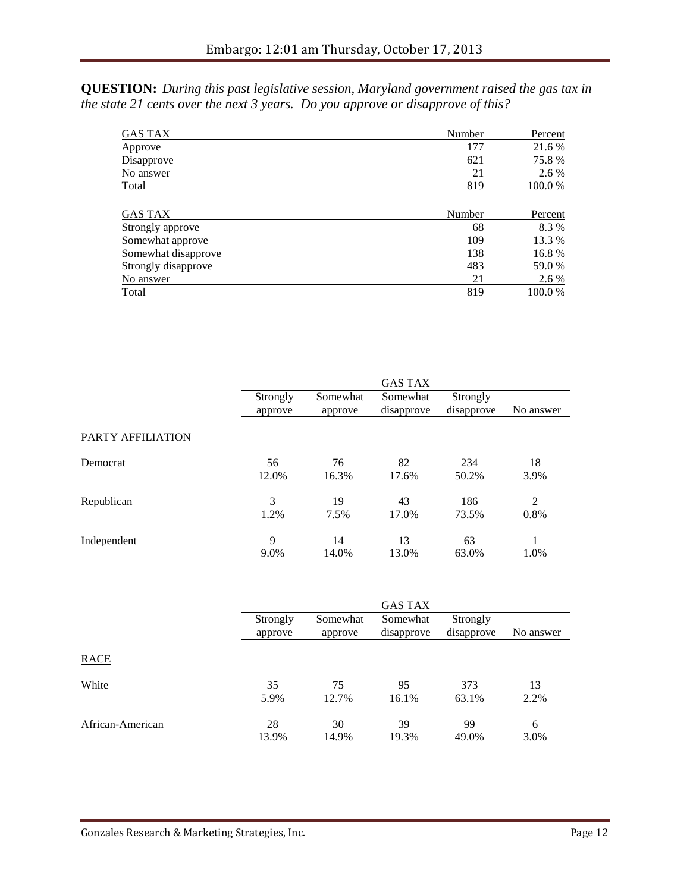Embargo: 12:01 am Thursday, October 17, 2013

**QUESTION:** *During this past legislative session, Maryland government raised the gas tax in the state 21 cents over the next 3 years. Do you approve or disapprove of this?*

| GAS TAX | Number | Percent |
|---|---|---|
| Approve | 177 | 21.6 % |
| Disapprove | 621 | 75.8 % |
| No answer | 21 | 2.6 % |
| Total | 819 | 100.0 % |

| GAS TAX | Number | Percent |
|---|---|---|
| Strongly approve | 68 | 8.3 % |
| Somewhat approve | 109 | 13.3 % |
| Somewhat disapprove | 138 | 16.8 % |
| Strongly disapprove | 483 | 59.0 % |
| No answer | 21 | 2.6 % |
| Total | 819 | 100.0 % |

| | GAS TAX | | | | |
|---|---|---|---|---|---|
| PARTY AFFILIATION | Strongly approve | Somewhat approve | Somewhat disapprove | Strongly disapprove | No answer |
| Democrat | 56<br>12.0% | 76<br>16.3% | 82<br>17.6% | 234<br>50.2% | 18<br>3.9% |
| Republican | 3<br>1.2% | 19<br>7.5% | 43<br>17.0% | 186<br>73.5% | 2<br>0.8% |
| Independent | 9<br>9.0% | 14<br>14.0% | 13<br>13.0% | 63<br>63.0% | 1<br>1.0% |

| | GAS TAX | | | | |
|---|---|---|---|---|---|
| RACE | Strongly approve | Somewhat approve | Somewhat disapprove | Strongly disapprove | No answer |
| White | 35<br>5.9% | 75<br>12.7% | 95<br>16.1% | 373<br>63.1% | 13<br>2.2% |
| African-American | 28<br>13.9% | 30<br>14.9% | 39<br>19.3% | 99<br>49.0% | 6<br>3.0% |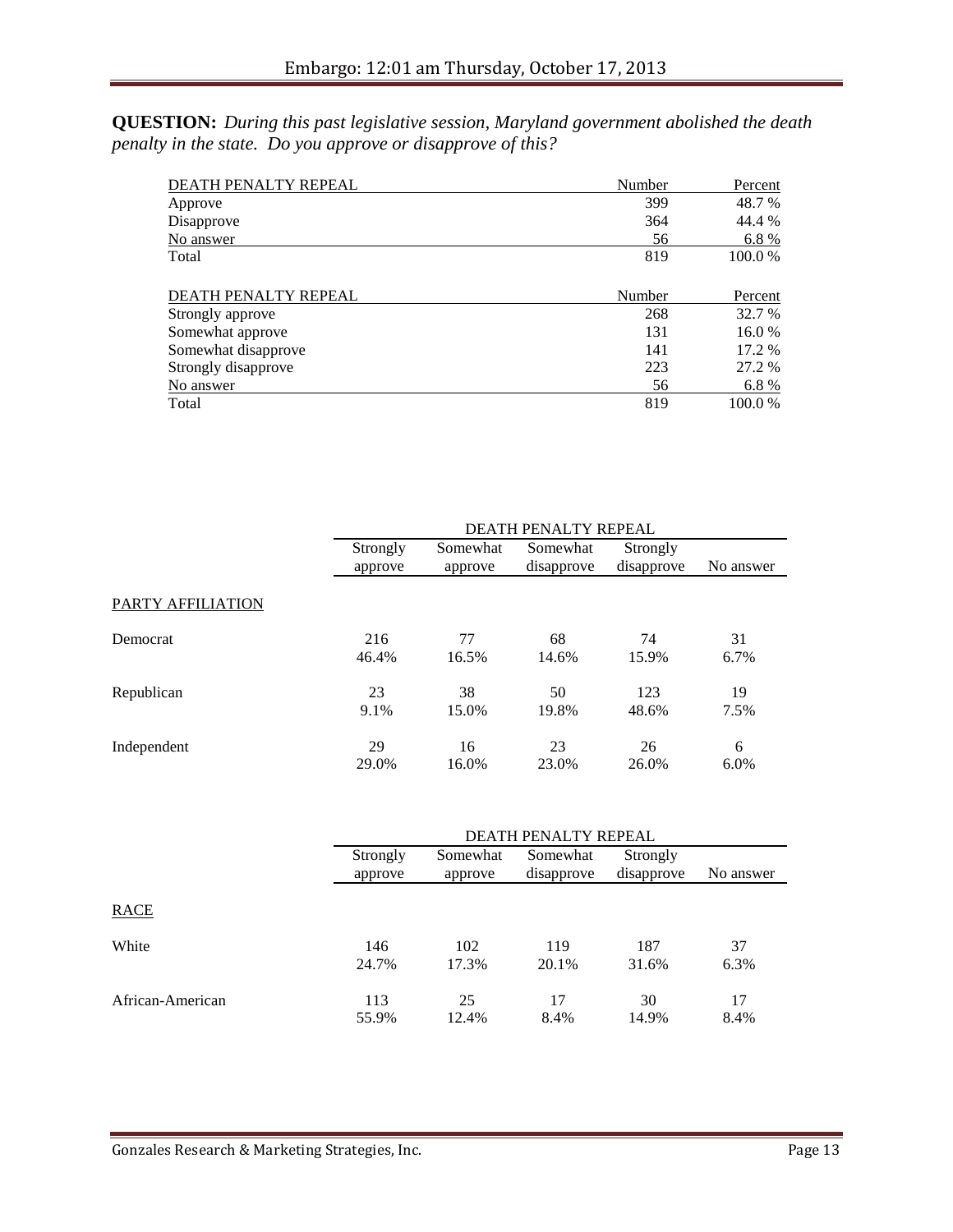**QUESTION:** *During this past legislative session, Maryland government abolished the death penalty in the state. Do you approve or disapprove of this?*

| DEATH PENALTY REPEAL | Number | Percent |
|---|---|---|
| Approve | 399 | 48.7 % |
| Disapprove | 364 | 44.4 % |
| No answer | 56 | 6.8 % |
| Total | 819 | 100.0 % |

| DEATH PENALTY REPEAL | Number | Percent |
|---|---|---|
| Strongly approve | 268 | 32.7 % |
| Somewhat approve | 131 | 16.0 % |
| Somewhat disapprove | 141 | 17.2 % |
| Strongly disapprove | 223 | 27.2 % |
| No answer | 56 | 6.8 % |
| Total | 819 | 100.0 % |

| | DEATH PENALTY REPEAL | | | | |
|---|---|---|---|---|---|
| | Strongly approve | Somewhat approve | Somewhat disapprove | Strongly disapprove | No answer |
| PARTY AFFILIATION | | | | | |
| Democrat | 216<br>46.4% | 77<br>16.5% | 68<br>14.6% | 74<br>15.9% | 31<br>6.7% |
| Republican | 23<br>9.1% | 38<br>15.0% | 50<br>19.8% | 123<br>48.6% | 19<br>7.5% |
| Independent | 29<br>29.0% | 16<br>16.0% | 23<br>23.0% | 26<br>26.0% | 6<br>6.0% |

| | DEATH PENALTY REPEAL | | | | |
|---|---|---|---|---|---|
| | Strongly approve | Somewhat approve | Somewhat disapprove | Strongly disapprove | No answer |
| RACE | | | | | |
| White | 146<br>24.7% | 102<br>17.3% | 119<br>20.1% | 187<br>31.6% | 37<br>6.3% |
| African-American | 113<br>55.9% | 25<br>12.4% | 17<br>8.4% | 30<br>14.9% | 17<br>8.4% |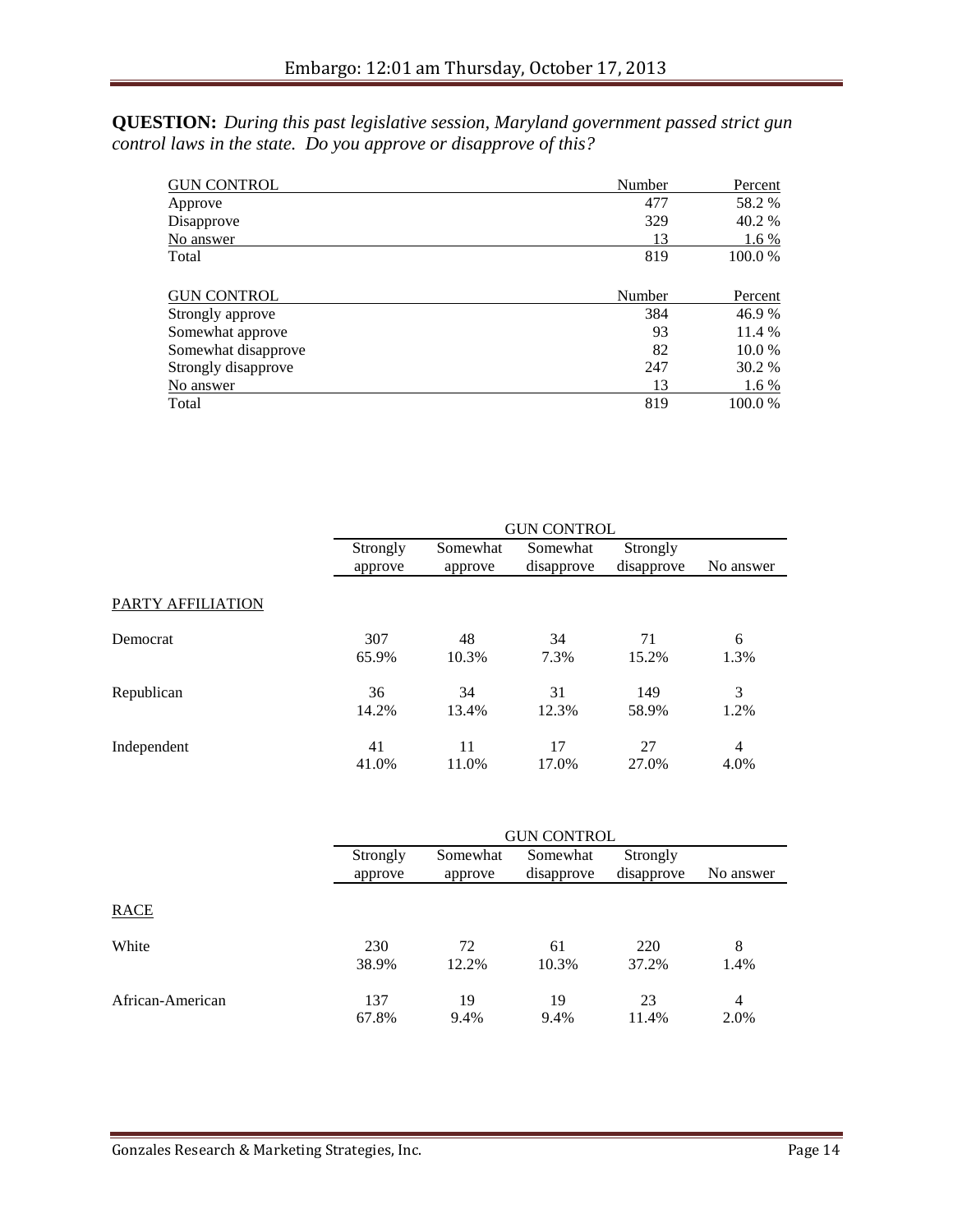**QUESTION:** *During this past legislative session, Maryland government passed strict gun control laws in the state. Do you approve or disapprove of this?*

| GUN CONTROL | Number | Percent |
|---|---|---|
| Approve | 477 | 58.2 % |
| Disapprove | 329 | 40.2 % |
| No answer | 13 | 1.6 % |
| Total | 819 | 100.0 % |

| GUN CONTROL | Number | Percent |
|---|---|---|
| Strongly approve | 384 | 46.9 % |
| Somewhat approve | 93 | 11.4 % |
| Somewhat disapprove | 82 | 10.0 % |
| Strongly disapprove | 247 | 30.2 % |
| No answer | 13 | 1.6 % |
| Total | 819 | 100.0 % |

| | GUN CONTROL | | | | |
|---|---|---|---|---|---|
| | Strongly approve | Somewhat approve | Somewhat disapprove | Strongly disapprove | No answer |
| PARTY AFFILIATION | | | | | |
| Democrat | 307<br>65.9% | 48<br>10.3% | 34<br>7.3% | 71<br>15.2% | 6<br>1.3% |
| Republican | 36<br>14.2% | 34<br>13.4% | 31<br>12.3% | 149<br>58.9% | 3<br>1.2% |
| Independent | 41<br>41.0% | 11<br>11.0% | 17<br>17.0% | 27<br>27.0% | 4<br>4.0% |

| | GUN CONTROL | | | | |
|---|---|---|---|---|---|
| | Strongly approve | Somewhat approve | Somewhat disapprove | Strongly disapprove | No answer |
| RACE | | | | | |
| White | 230<br>38.9% | 72<br>12.2% | 61<br>10.3% | 220<br>37.2% | 8<br>1.4% |
| African-American | 137<br>67.8% | 19<br>9.4% | 19<br>9.4% | 23<br>11.4% | 4<br>2.0% |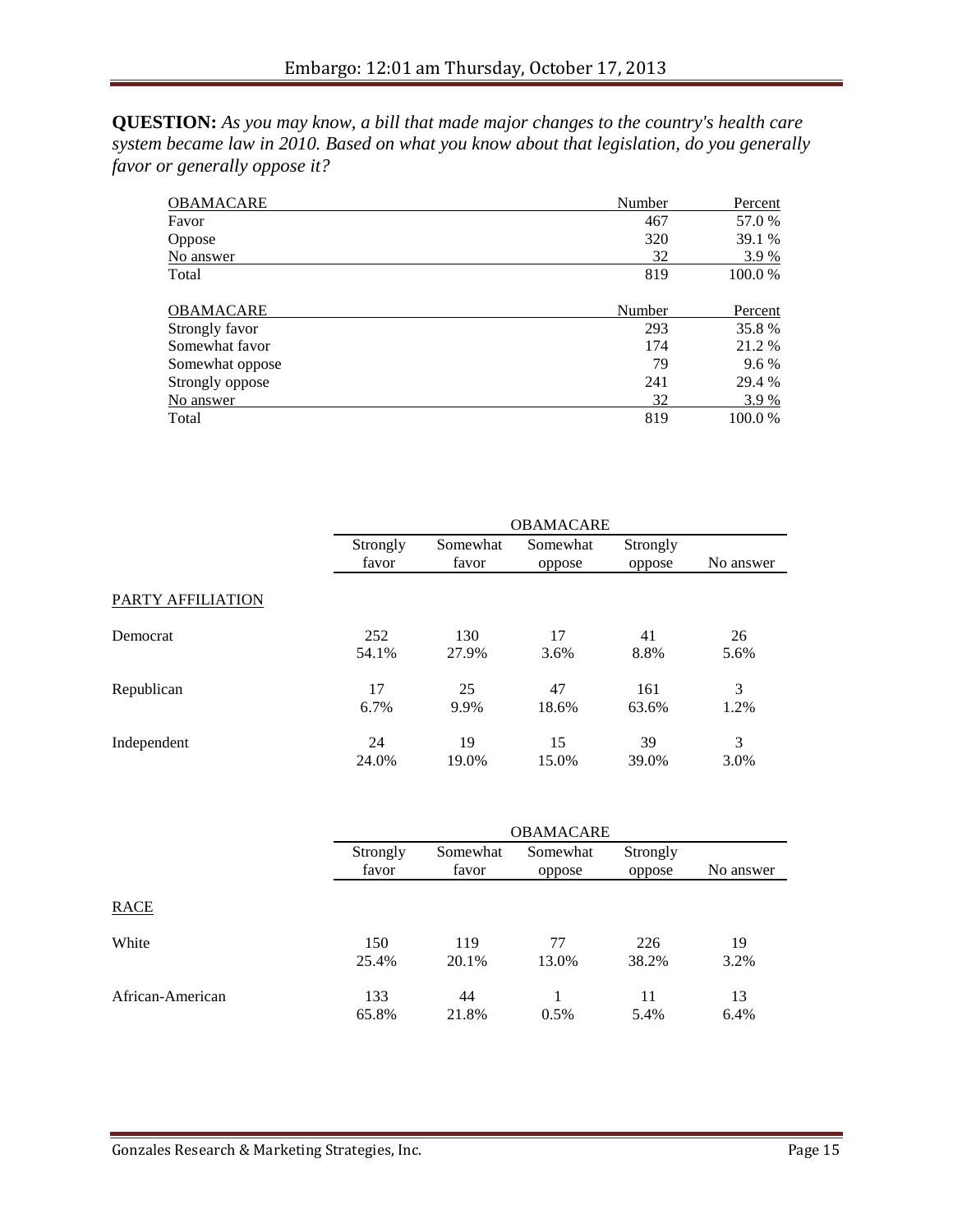**QUESTION:** *As you may know, a bill that made major changes to the country's health care system became law in 2010. Based on what you know about that legislation, do you generally favor or generally oppose it?*

| OBAMACARE | Number | Percent |
|---|---|---|
| Favor | 467 | 57.0 % |
| Oppose | 320 | 39.1 % |
| No answer | 32 | 3.9 % |
| Total | 819 | 100.0 % |

| OBAMACARE | Number | Percent |
|---|---|---|
| Strongly favor | 293 | 35.8 % |
| Somewhat favor | 174 | 21.2 % |
| Somewhat oppose | 79 | 9.6 % |
| Strongly oppose | 241 | 29.4 % |
| No answer | 32 | 3.9 % |
| Total | 819 | 100.0 % |

| | OBAMACARE | | | | |
|---|---|---|---|---|---|
| | Strongly favor | Somewhat favor | Somewhat oppose | Strongly oppose | No answer |
| PARTY AFFILIATION | | | | | |
| Democrat | 252<br>54.1% | 130<br>27.9% | 17<br>3.6% | 41<br>8.8% | 26<br>5.6% |
| Republican | 17<br>6.7% | 25<br>9.9% | 47<br>18.6% | 161<br>63.6% | 3<br>1.2% |
| Independent | 24<br>24.0% | 19<br>19.0% | 15<br>15.0% | 39<br>39.0% | 3<br>3.0% |

| | OBAMACARE | | | | |
|---|---|---|---|---|---|
| | Strongly favor | Somewhat favor | Somewhat oppose | Strongly oppose | No answer |
| RACE | | | | | |
| White | 150<br>25.4% | 119<br>20.1% | 77<br>13.0% | 226<br>38.2% | 19<br>3.2% |
| African-American | 133<br>65.8% | 44<br>21.8% | 1<br>0.5% | 11<br>5.4% | 13<br>6.4% |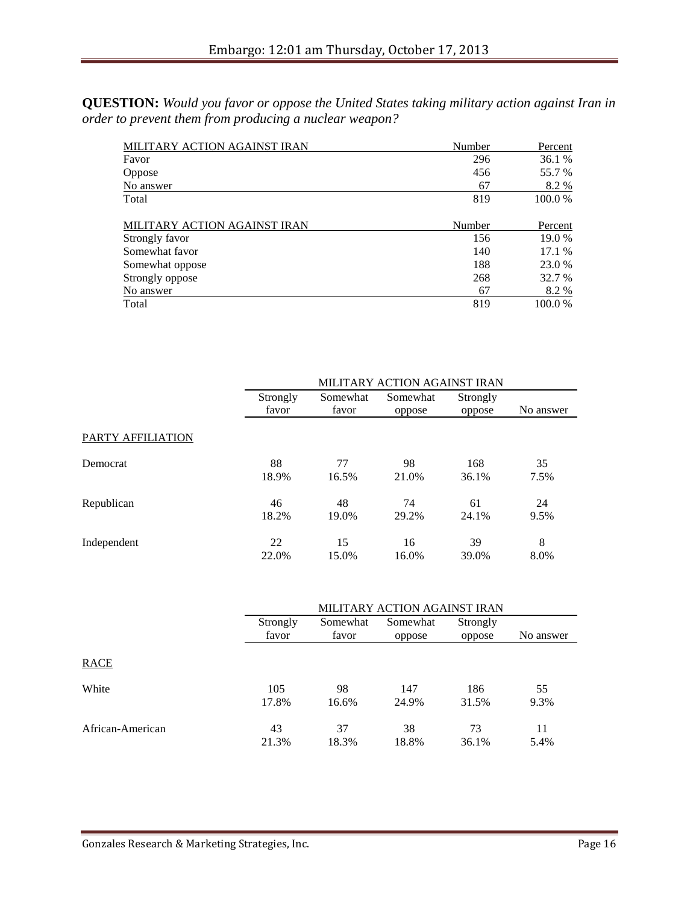**QUESTION:** *Would you favor or oppose the United States taking military action against Iran in order to prevent them from producing a nuclear weapon?*

| MILITARY ACTION AGAINST IRAN | Number | Percent |
|---|---|---|
| Favor | 296 | 36.1 % |
| Oppose | 456 | 55.7 % |
| No answer | 67 | 8.2 % |
| Total | 819 | 100.0 % |

| MILITARY ACTION AGAINST IRAN | Number | Percent |
|---|---|---|
| Strongly favor | 156 | 19.0 % |
| Somewhat favor | 140 | 17.1 % |
| Somewhat oppose | 188 | 23.0 % |
| Strongly oppose | 268 | 32.7 % |
| No answer | 67 | 8.2 % |
| Total | 819 | 100.0 % |

| | MILITARY ACTION AGAINST IRAN | | | | |
|---|---|---|---|---|---|
| | Strongly favor | Somewhat favor | Somewhat oppose | Strongly oppose | No answer |
| PARTY AFFILIATION | | | | | |
| Democrat | 88<br>18.9% | 77<br>16.5% | 98<br>21.0% | 168<br>36.1% | 35<br>7.5% |
| Republican | 46<br>18.2% | 48<br>19.0% | 74<br>29.2% | 61<br>24.1% | 24<br>9.5% |
| Independent | 22<br>22.0% | 15<br>15.0% | 16<br>16.0% | 39<br>39.0% | 8<br>8.0% |

| | MILITARY ACTION AGAINST IRAN | | | | |
|---|---|---|---|---|---|
| | Strongly favor | Somewhat favor | Somewhat oppose | Strongly oppose | No answer |
| RACE | | | | | |
| White | 105<br>17.8% | 98<br>16.6% | 147<br>24.9% | 186<br>31.5% | 55<br>9.3% |
| African-American | 43<br>21.3% | 37<br>18.3% | 38<br>18.8% | 73<br>36.1% | 11<br>5.4% |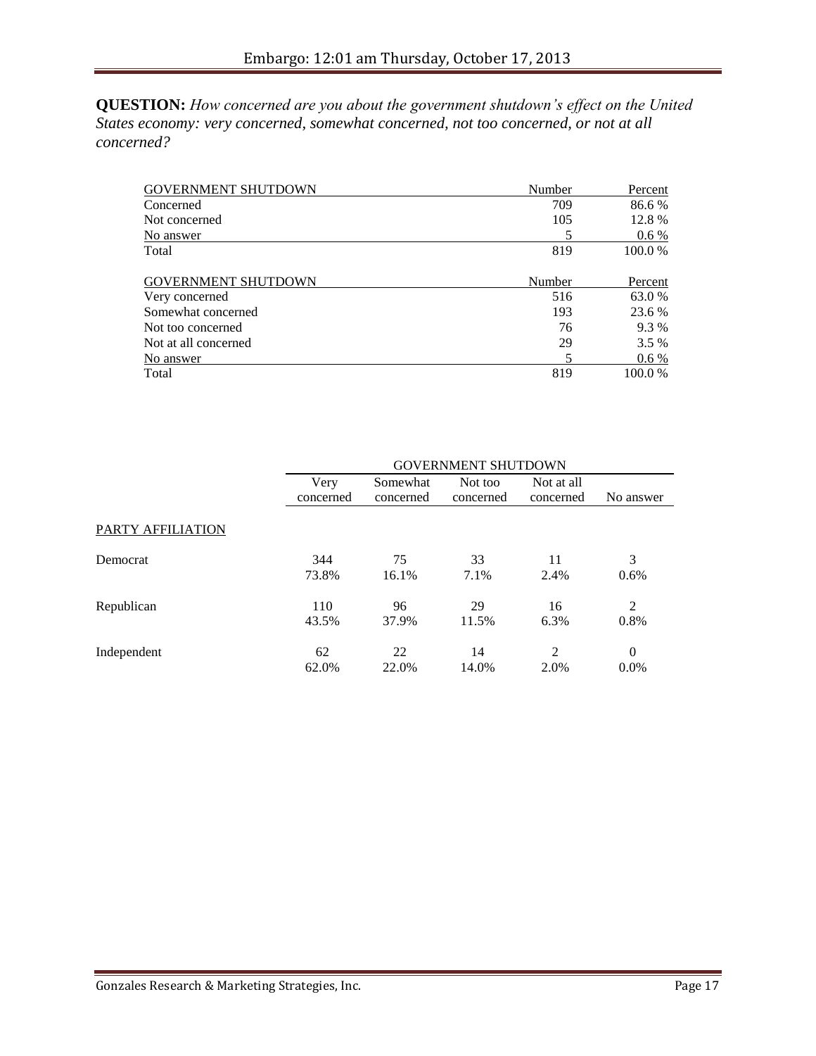**QUESTION:** *How concerned are you about the government shutdown's effect on the United States economy: very concerned, somewhat concerned, not too concerned, or not at all concerned?*

| GOVERNMENT SHUTDOWN | Number | Percent |
|---|---|---|
| Concerned | 709 | 86.6 % |
| Not concerned | 105 | 12.8 % |
| No answer | 5 | 0.6 % |
| Total | 819 | 100.0 % |

| GOVERNMENT SHUTDOWN | Number | Percent |
|---|---|---|
| Very concerned | 516 | 63.0 % |
| Somewhat concerned | 193 | 23.6 % |
| Not too concerned | 76 | 9.3 % |
| Not at all concerned | 29 | 3.5 % |
| No answer | 5 | 0.6 % |
| Total | 819 | 100.0 % |

| | GOVERNMENT SHUTDOWN | | | | |
|---|---|---|---|---|---|
| | Very concerned | Somewhat concerned | Not too concerned | Not at all concerned | No answer |
| PARTY AFFILIATION | | | | | |
| Democrat | 344<br>73.8% | 75<br>16.1% | 33<br>7.1% | 11<br>2.4% | 3<br>0.6% |
| Republican | 110<br>43.5% | 96<br>37.9% | 29<br>11.5% | 16<br>6.3% | 2<br>0.8% |
| Independent | 62<br>62.0% | 22<br>22.0% | 14<br>14.0% | 2<br>2.0% | 0<br>0.0% |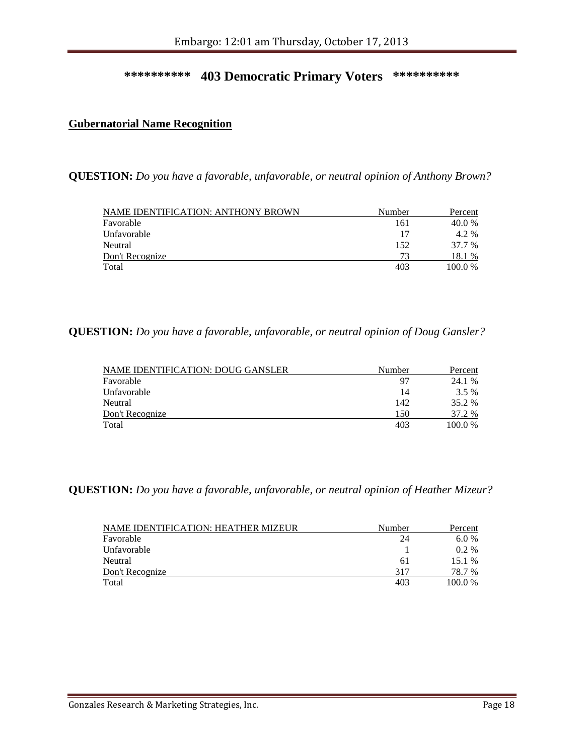# ********** 403 Democratic Primary Voters **********

## Gubernatorial Name Recognition

**QUESTION:** *Do you have a favorable, unfavorable, or neutral opinion of Anthony Brown?*

| NAME IDENTIFICATION: ANTHONY BROWN | Number | Percent |
|---|---|---|
| Favorable | 161 | 40.0 % |
| Unfavorable | 17 | 4.2 % |
| Neutral | 152 | 37.7 % |
| Don't Recognize | 73 | 18.1 % |
| Total | 403 | 100.0 % |

**QUESTION:** *Do you have a favorable, unfavorable, or neutral opinion of Doug Gansler?*

| NAME IDENTIFICATION: DOUG GANSLER | Number | Percent |
|---|---|---|
| Favorable | 97 | 24.1 % |
| Unfavorable | 14 | 3.5 % |
| Neutral | 142 | 35.2 % |
| Don't Recognize | 150 | 37.2 % |
| Total | 403 | 100.0 % |

**QUESTION:** *Do you have a favorable, unfavorable, or neutral opinion of Heather Mizeur?*

| NAME IDENTIFICATION: HEATHER MIZEUR | Number | Percent |
|---|---|---|
| Favorable | 24 | 6.0 % |
| Unfavorable | 1 | 0.2 % |
| Neutral | 61 | 15.1 % |
| Don't Recognize | 317 | 78.7 % |
| Total | 403 | 100.0 % |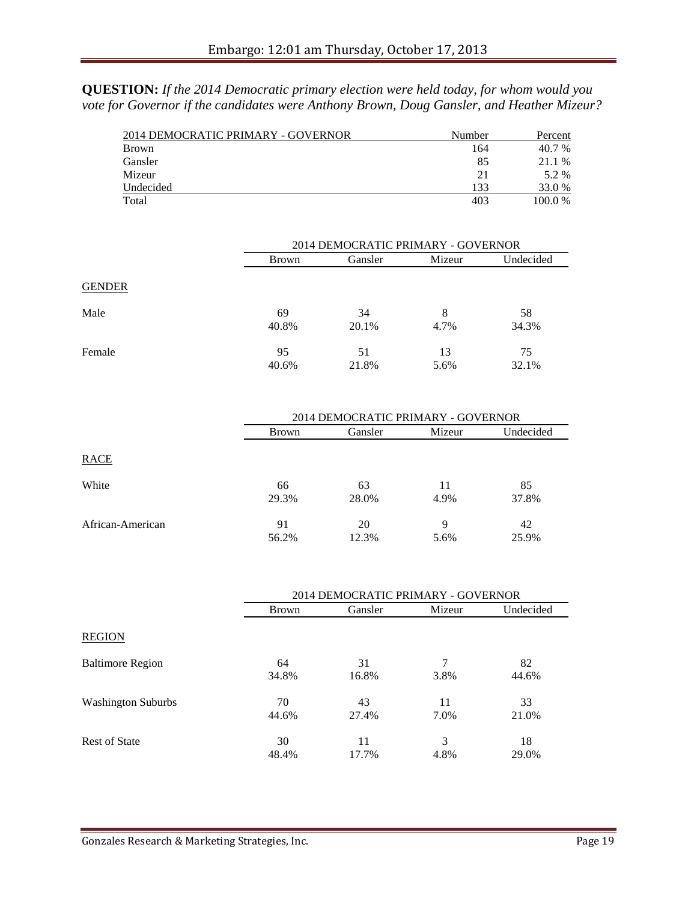**QUESTION:** *If the 2014 Democratic primary election were held today, for whom would you vote for Governor if the candidates were Anthony Brown, Doug Gansler, and Heather Mizeur?*

| 2014 DEMOCRATIC PRIMARY - GOVERNOR | Number | Percent |
|---|---|---|
| Brown | 164 | 40.7 % |
| Gansler | 85 | 21.1 % |
| Mizeur | 21 | 5.2 % |
| Undecided | 133 | 33.0 % |
| Total | 403 | 100.0 % |

| | 2014 DEMOCRATIC PRIMARY - GOVERNOR | | | |
|---|---|---|---|---|
| | Brown | Gansler | Mizeur | Undecided |
| GENDER | | | | |
| Male | 69<br>40.8% | 34<br>20.1% | 8<br>4.7% | 58<br>34.3% |
| Female | 95<br>40.6% | 51<br>21.8% | 13<br>5.6% | 75<br>32.1% |

| | 2014 DEMOCRATIC PRIMARY - GOVERNOR | | | |
|---|---|---|---|---|
| | Brown | Gansler | Mizeur | Undecided |
| RACE | | | | |
| White | 66<br>29.3% | 63<br>28.0% | 11<br>4.9% | 85<br>37.8% |
| African-American | 91<br>56.2% | 20<br>12.3% | 9<br>5.6% | 42<br>25.9% |

| | 2014 DEMOCRATIC PRIMARY - GOVERNOR | | | |
|---|---|---|---|---|
| | Brown | Gansler | Mizeur | Undecided |
| REGION | | | | |
| Baltimore Region | 64<br>34.8% | 31<br>16.8% | 7<br>3.8% | 82<br>44.6% |
| Washington Suburbs | 70<br>44.6% | 43<br>27.4% | 11<br>7.0% | 33<br>21.0% |
| Rest of State | 30<br>48.4% | 11<br>17.7% | 3<br>4.8% | 18<br>29.0% |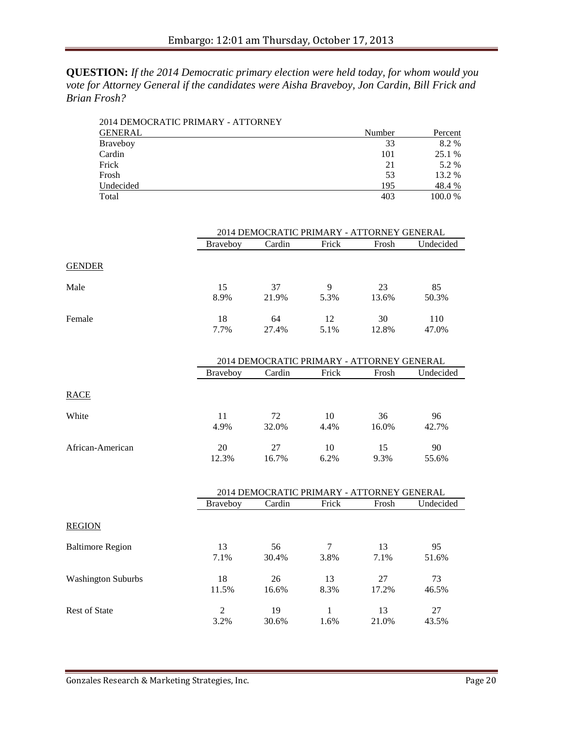**QUESTION:** *If the 2014 Democratic primary election were held today, for whom would you vote for Attorney General if the candidates were Aisha Braveboy, Jon Cardin, Bill Frick and Brian Frosh?*

| 2014 DEMOCRATIC PRIMARY - ATTORNEY GENERAL | Number | Percent |
|---|---|---|
| Braveboy | 33 | 8.2 % |
| Cardin | 101 | 25.1 % |
| Frick | 21 | 5.2 % |
| Frosh | 53 | 13.2 % |
| Undecided | 195 | 48.4 % |
| Total | 403 | 100.0 % |

| | 2014 DEMOCRATIC PRIMARY - ATTORNEY GENERAL | | | | |
|---|---|---|---|---|---|
| | Braveboy | Cardin | Frick | Frosh | Undecided |
| GENDER | | | | | |
| Male | 15 | 37 | 9 | 23 | 85 |
| | 8.9% | 21.9% | 5.3% | 13.6% | 50.3% |
| Female | 18 | 64 | 12 | 30 | 110 |
| | 7.7% | 27.4% | 5.1% | 12.8% | 47.0% |

| | 2014 DEMOCRATIC PRIMARY - ATTORNEY GENERAL | | | | |
|---|---|---|---|---|---|
| | Braveboy | Cardin | Frick | Frosh | Undecided |
| RACE | | | | | |
| White | 11 | 72 | 10 | 36 | 96 |
| | 4.9% | 32.0% | 4.4% | 16.0% | 42.7% |
| African-American | 20 | 27 | 10 | 15 | 90 |
| | 12.3% | 16.7% | 6.2% | 9.3% | 55.6% |

| | 2014 DEMOCRATIC PRIMARY - ATTORNEY GENERAL | | | | |
|---|---|---|---|---|---|
| | Braveboy | Cardin | Frick | Frosh | Undecided |
| REGION | | | | | |
| Baltimore Region | 13 | 56 | 7 | 13 | 95 |
| | 7.1% | 30.4% | 3.8% | 7.1% | 51.6% |
| Washington Suburbs | 18 | 26 | 13 | 27 | 73 |
| | 11.5% | 16.6% | 8.3% | 17.2% | 46.5% |
| Rest of State | 2 | 19 | 1 | 13 | 27 |
| | 3.2% | 30.6% | 1.6% | 21.0% | 43.5% |